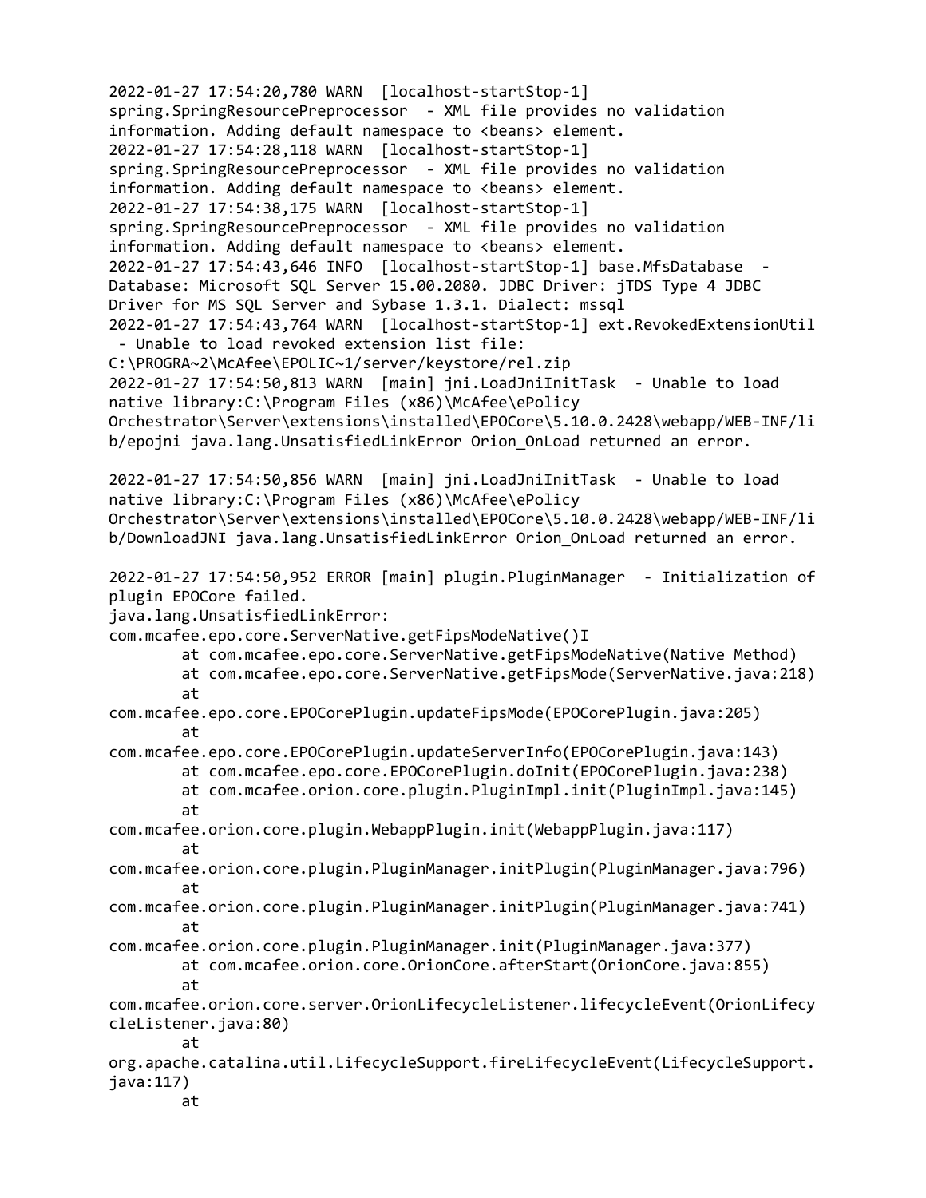```
2022-01-27 17:54:20,780 WARN  [localhost-startStop-1]
spring.SpringResourcePreprocessor  - XML file provides no validation
information. Adding default namespace to <beans> element.
2022-01-27 17:54:28,118 WARN  [localhost-startStop-1]
spring.SpringResourcePreprocessor  - XML file provides no validation
information. Adding default namespace to <beans> element.
2022-01-27 17:54:38,175 WARN  [localhost-startStop-1]
spring.SpringResourcePreprocessor  - XML file provides no validation
information. Adding default namespace to <beans> element.
2022-01-27 17:54:43,646 INFO  [localhost-startStop-1] base.MfsDatabase  -
Database: Microsoft SQL Server 15.00.2080. JDBC Driver: jTDS Type 4 JDBC
Driver for MS SQL Server and Sybase 1.3.1. Dialect: mssql
2022-01-27 17:54:43,764 WARN  [localhost-startStop-1] ext.RevokedExtensionUtil
 - Unable to load revoked extension list file:
C:\PROGRA~2\McAfee\EPOLIC~1/server/keystore/rel.zip
2022-01-27 17:54:50,813 WARN  [main] jni.LoadJniInitTask  - Unable to load
native library:C:\Program Files (x86)\McAfee\ePolicy
Orchestrator\Server\extensions\installed\EPOCore\5.10.0.2428\webapp/WEB-INF/li
b/epojni java.lang.UnsatisfiedLinkError Orion_OnLoad returned an error.

2022-01-27 17:54:50,856 WARN  [main] jni.LoadJniInitTask  - Unable to load
native library:C:\Program Files (x86)\McAfee\ePolicy
Orchestrator\Server\extensions\installed\EPOCore\5.10.0.2428\webapp/WEB-INF/li
b/DownloadJNI java.lang.UnsatisfiedLinkError Orion_OnLoad returned an error.

2022-01-27 17:54:50,952 ERROR [main] plugin.PluginManager  - Initialization of
plugin EPOCore failed.
java.lang.UnsatisfiedLinkError:
com.mcafee.epo.core.ServerNative.getFipsModeNative()I
        at com.mcafee.epo.core.ServerNative.getFipsModeNative(Native Method)
        at com.mcafee.epo.core.ServerNative.getFipsMode(ServerNative.java:218)
        at
com.mcafee.epo.core.EPOCorePlugin.updateFipsMode(EPOCorePlugin.java:205)
        at
com.mcafee.epo.core.EPOCorePlugin.updateServerInfo(EPOCorePlugin.java:143)
        at com.mcafee.epo.core.EPOCorePlugin.doInit(EPOCorePlugin.java:238)
        at com.mcafee.orion.core.plugin.PluginImpl.init(PluginImpl.java:145)
        at
com.mcafee.orion.core.plugin.WebappPlugin.init(WebappPlugin.java:117)
        at
com.mcafee.orion.core.plugin.PluginManager.initPlugin(PluginManager.java:796)
        at
com.mcafee.orion.core.plugin.PluginManager.initPlugin(PluginManager.java:741)
        at
com.mcafee.orion.core.plugin.PluginManager.init(PluginManager.java:377)
        at com.mcafee.orion.core.OrionCore.afterStart(OrionCore.java:855)
        at
com.mcafee.orion.core.server.OrionLifecycleListener.lifecycleEvent(OrionLifecy
cleListener.java:80)
        at
org.apache.catalina.util.LifecycleSupport.fireLifecycleEvent(LifecycleSupport.
java:117)
        at
```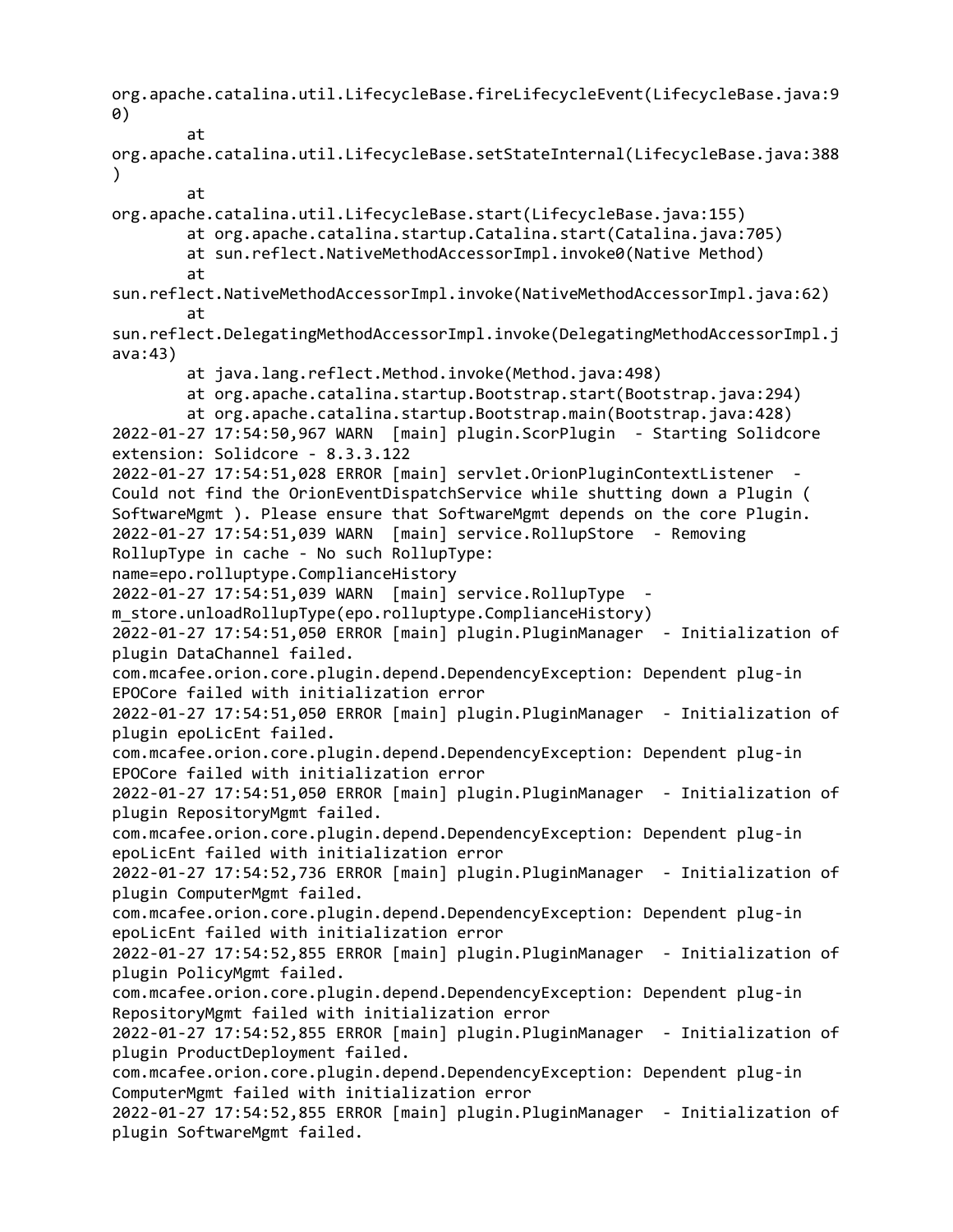```
org.apache.catalina.util.LifecycleBase.fireLifecycleEvent(LifecycleBase.java:9
0)
        at
org.apache.catalina.util.LifecycleBase.setStateInternal(LifecycleBase.java:388
)
        at
org.apache.catalina.util.LifecycleBase.start(LifecycleBase.java:155)
        at org.apache.catalina.startup.Catalina.start(Catalina.java:705)
        at sun.reflect.NativeMethodAccessorImpl.invoke0(Native Method)
        at
sun.reflect.NativeMethodAccessorImpl.invoke(NativeMethodAccessorImpl.java:62)
        at
sun.reflect.DelegatingMethodAccessorImpl.invoke(DelegatingMethodAccessorImpl.j
ava:43)
        at java.lang.reflect.Method.invoke(Method.java:498)
        at org.apache.catalina.startup.Bootstrap.start(Bootstrap.java:294)
        at org.apache.catalina.startup.Bootstrap.main(Bootstrap.java:428)
2022-01-27 17:54:50,967 WARN  [main] plugin.ScorPlugin  - Starting Solidcore
extension: Solidcore - 8.3.3.122
2022-01-27 17:54:51,028 ERROR [main] servlet.OrionPluginContextListener  -
Could not find the OrionEventDispatchService while shutting down a Plugin (
SoftwareMgmt ). Please ensure that SoftwareMgmt depends on the core Plugin.
2022-01-27 17:54:51,039 WARN  [main] service.RollupStore  - Removing
RollupType in cache - No such RollupType:
name=epo.rolluptype.ComplianceHistory
2022-01-27 17:54:51,039 WARN  [main] service.RollupType  -
m_store.unloadRollupType(epo.rolluptype.ComplianceHistory)
2022-01-27 17:54:51,050 ERROR [main] plugin.PluginManager  - Initialization of
plugin DataChannel failed.
com.mcafee.orion.core.plugin.depend.DependencyException: Dependent plug-in
EPOCore failed with initialization error
2022-01-27 17:54:51,050 ERROR [main] plugin.PluginManager  - Initialization of
plugin epoLicEnt failed.
com.mcafee.orion.core.plugin.depend.DependencyException: Dependent plug-in
EPOCore failed with initialization error
2022-01-27 17:54:51,050 ERROR [main] plugin.PluginManager  - Initialization of
plugin RepositoryMgmt failed.
com.mcafee.orion.core.plugin.depend.DependencyException: Dependent plug-in
epoLicEnt failed with initialization error
2022-01-27 17:54:52,736 ERROR [main] plugin.PluginManager  - Initialization of
plugin ComputerMgmt failed.
com.mcafee.orion.core.plugin.depend.DependencyException: Dependent plug-in
epoLicEnt failed with initialization error
2022-01-27 17:54:52,855 ERROR [main] plugin.PluginManager  - Initialization of
plugin PolicyMgmt failed.
com.mcafee.orion.core.plugin.depend.DependencyException: Dependent plug-in
RepositoryMgmt failed with initialization error
2022-01-27 17:54:52,855 ERROR [main] plugin.PluginManager  - Initialization of
plugin ProductDeployment failed.
com.mcafee.orion.core.plugin.depend.DependencyException: Dependent plug-in
ComputerMgmt failed with initialization error
2022-01-27 17:54:52,855 ERROR [main] plugin.PluginManager  - Initialization of
plugin SoftwareMgmt failed.
```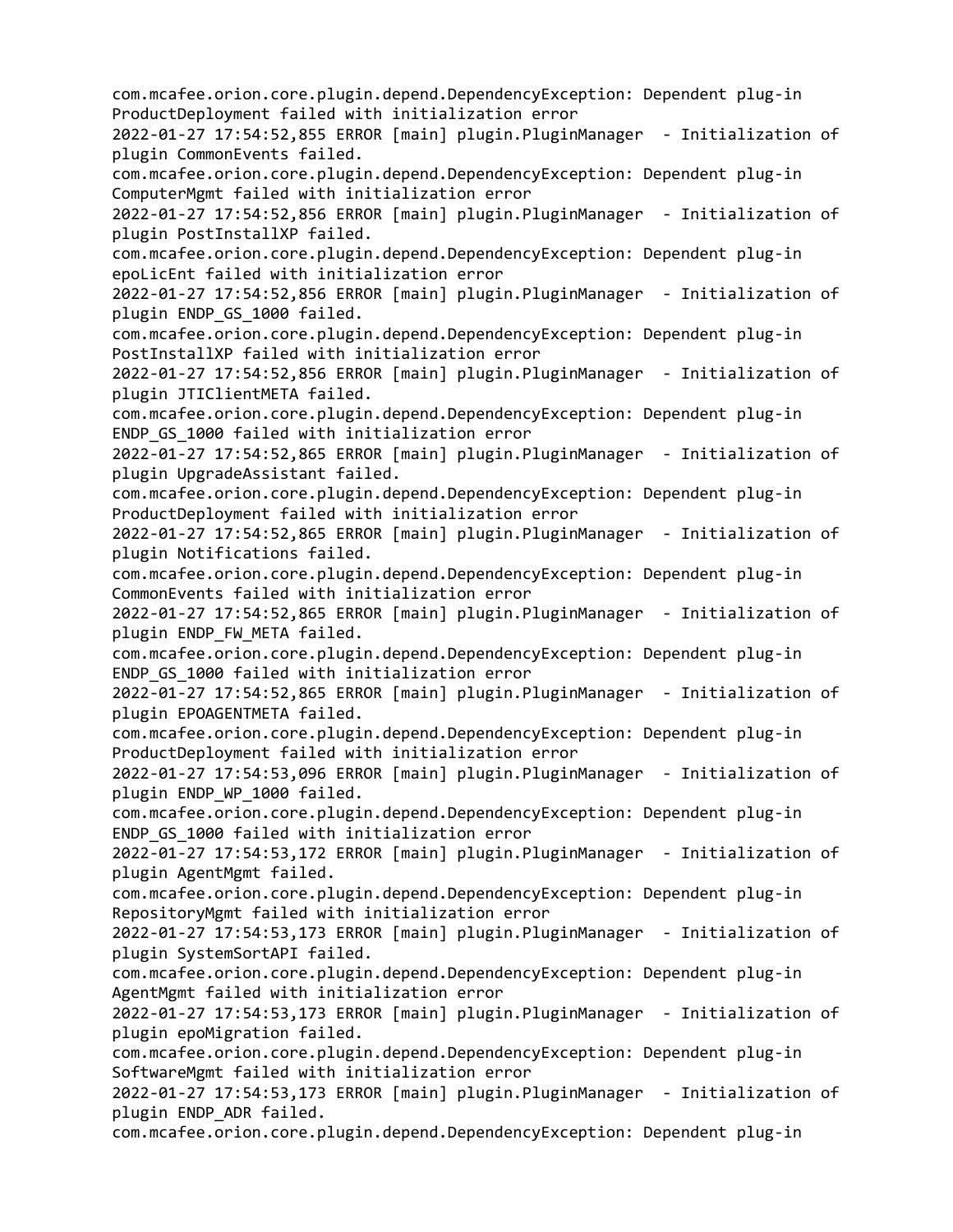```
com.mcafee.orion.core.plugin.depend.DependencyException: Dependent plug-in
ProductDeployment failed with initialization error
2022-01-27 17:54:52,855 ERROR [main] plugin.PluginManager  - Initialization of
plugin CommonEvents failed.
com.mcafee.orion.core.plugin.depend.DependencyException: Dependent plug-in
ComputerMgmt failed with initialization error
2022-01-27 17:54:52,856 ERROR [main] plugin.PluginManager  - Initialization of
plugin PostInstallXP failed.
com.mcafee.orion.core.plugin.depend.DependencyException: Dependent plug-in
epoLicEnt failed with initialization error
2022-01-27 17:54:52,856 ERROR [main] plugin.PluginManager  - Initialization of
plugin ENDP_GS_1000 failed.
com.mcafee.orion.core.plugin.depend.DependencyException: Dependent plug-in
PostInstallXP failed with initialization error
2022-01-27 17:54:52,856 ERROR [main] plugin.PluginManager  - Initialization of
plugin JTIClientMETA failed.
com.mcafee.orion.core.plugin.depend.DependencyException: Dependent plug-in
ENDP_GS_1000 failed with initialization error
2022-01-27 17:54:52,865 ERROR [main] plugin.PluginManager  - Initialization of
plugin UpgradeAssistant failed.
com.mcafee.orion.core.plugin.depend.DependencyException: Dependent plug-in
ProductDeployment failed with initialization error
2022-01-27 17:54:52,865 ERROR [main] plugin.PluginManager  - Initialization of
plugin Notifications failed.
com.mcafee.orion.core.plugin.depend.DependencyException: Dependent plug-in
CommonEvents failed with initialization error
2022-01-27 17:54:52,865 ERROR [main] plugin.PluginManager  - Initialization of
plugin ENDP_FW_META failed.
com.mcafee.orion.core.plugin.depend.DependencyException: Dependent plug-in
ENDP_GS_1000 failed with initialization error
2022-01-27 17:54:52,865 ERROR [main] plugin.PluginManager  - Initialization of
plugin EPOAGENTMETA failed.
com.mcafee.orion.core.plugin.depend.DependencyException: Dependent plug-in
ProductDeployment failed with initialization error
2022-01-27 17:54:53,096 ERROR [main] plugin.PluginManager  - Initialization of
plugin ENDP_WP_1000 failed.
com.mcafee.orion.core.plugin.depend.DependencyException: Dependent plug-in
ENDP_GS_1000 failed with initialization error
2022-01-27 17:54:53,172 ERROR [main] plugin.PluginManager  - Initialization of
plugin AgentMgmt failed.
com.mcafee.orion.core.plugin.depend.DependencyException: Dependent plug-in
RepositoryMgmt failed with initialization error
2022-01-27 17:54:53,173 ERROR [main] plugin.PluginManager  - Initialization of
plugin SystemSortAPI failed.
com.mcafee.orion.core.plugin.depend.DependencyException: Dependent plug-in
AgentMgmt failed with initialization error
2022-01-27 17:54:53,173 ERROR [main] plugin.PluginManager  - Initialization of
plugin epoMigration failed.
com.mcafee.orion.core.plugin.depend.DependencyException: Dependent plug-in
SoftwareMgmt failed with initialization error
2022-01-27 17:54:53,173 ERROR [main] plugin.PluginManager  - Initialization of
plugin ENDP_ADR failed.
com.mcafee.orion.core.plugin.depend.DependencyException: Dependent plug-in
```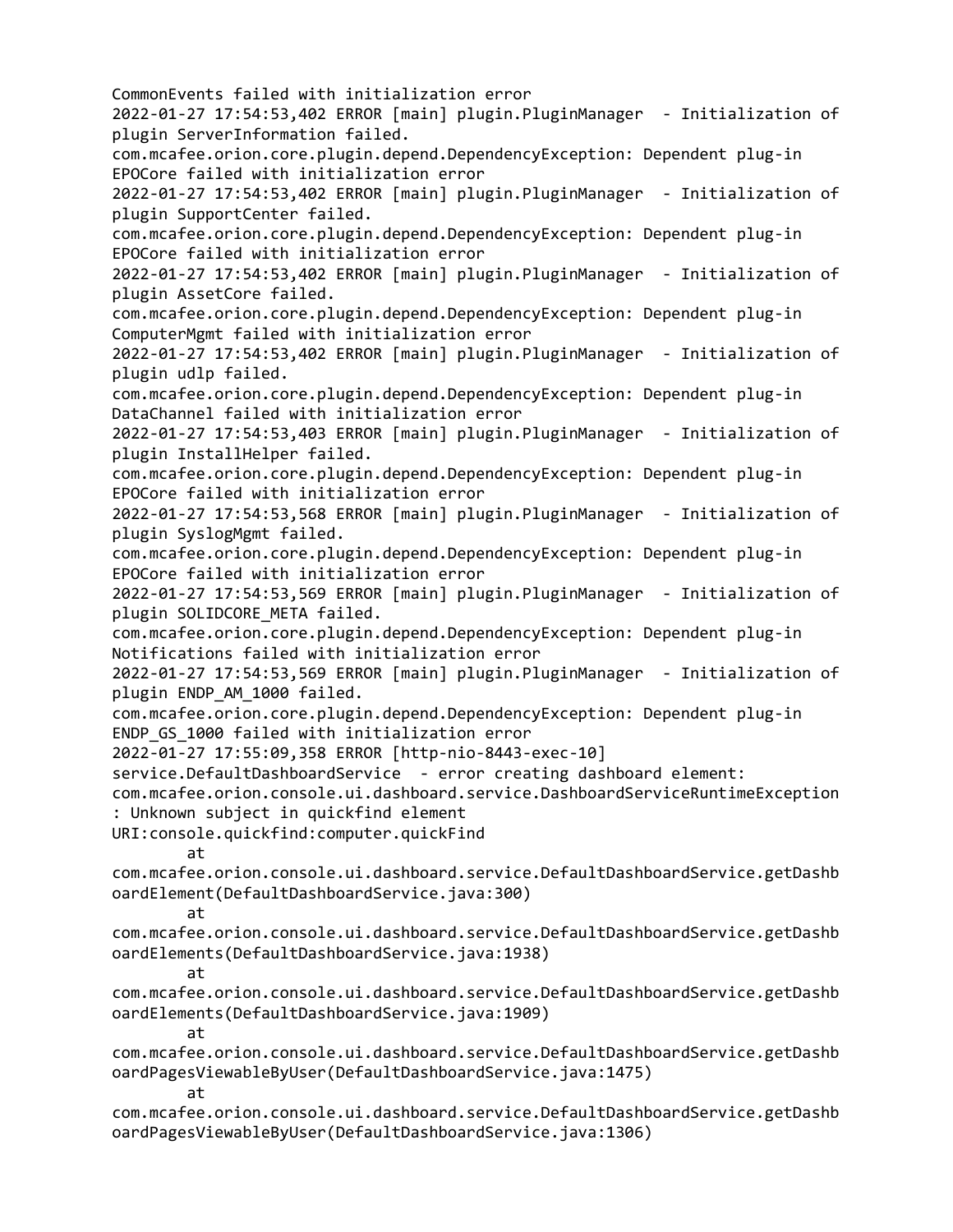```
CommonEvents failed with initialization error
2022-01-27 17:54:53,402 ERROR [main] plugin.PluginManager  - Initialization of
plugin ServerInformation failed.
com.mcafee.orion.core.plugin.depend.DependencyException: Dependent plug-in
EPOCore failed with initialization error
2022-01-27 17:54:53,402 ERROR [main] plugin.PluginManager  - Initialization of
plugin SupportCenter failed.
com.mcafee.orion.core.plugin.depend.DependencyException: Dependent plug-in
EPOCore failed with initialization error
2022-01-27 17:54:53,402 ERROR [main] plugin.PluginManager  - Initialization of
plugin AssetCore failed.
com.mcafee.orion.core.plugin.depend.DependencyException: Dependent plug-in
ComputerMgmt failed with initialization error
2022-01-27 17:54:53,402 ERROR [main] plugin.PluginManager  - Initialization of
plugin udlp failed.
com.mcafee.orion.core.plugin.depend.DependencyException: Dependent plug-in
DataChannel failed with initialization error
2022-01-27 17:54:53,403 ERROR [main] plugin.PluginManager  - Initialization of
plugin InstallHelper failed.
com.mcafee.orion.core.plugin.depend.DependencyException: Dependent plug-in
EPOCore failed with initialization error
2022-01-27 17:54:53,568 ERROR [main] plugin.PluginManager  - Initialization of
plugin SyslogMgmt failed.
com.mcafee.orion.core.plugin.depend.DependencyException: Dependent plug-in
EPOCore failed with initialization error
2022-01-27 17:54:53,569 ERROR [main] plugin.PluginManager  - Initialization of
plugin SOLIDCORE_META failed.
com.mcafee.orion.core.plugin.depend.DependencyException: Dependent plug-in
Notifications failed with initialization error
2022-01-27 17:54:53,569 ERROR [main] plugin.PluginManager  - Initialization of
plugin ENDP_AM_1000 failed.
com.mcafee.orion.core.plugin.depend.DependencyException: Dependent plug-in
ENDP_GS_1000 failed with initialization error
2022-01-27 17:55:09,358 ERROR [http-nio-8443-exec-10]
service.DefaultDashboardService  - error creating dashboard element:
com.mcafee.orion.console.ui.dashboard.service.DashboardServiceRuntimeException
: Unknown subject in quickfind element
URI:console.quickfind:computer.quickFind
        at
com.mcafee.orion.console.ui.dashboard.service.DefaultDashboardService.getDashb
oardElement(DefaultDashboardService.java:300)
        at
com.mcafee.orion.console.ui.dashboard.service.DefaultDashboardService.getDashb
oardElements(DefaultDashboardService.java:1938)
        at
com.mcafee.orion.console.ui.dashboard.service.DefaultDashboardService.getDashb
oardElements(DefaultDashboardService.java:1909)
        at
com.mcafee.orion.console.ui.dashboard.service.DefaultDashboardService.getDashb
oardPagesViewableByUser(DefaultDashboardService.java:1475)
        at
com.mcafee.orion.console.ui.dashboard.service.DefaultDashboardService.getDashb
oardPagesViewableByUser(DefaultDashboardService.java:1306)
```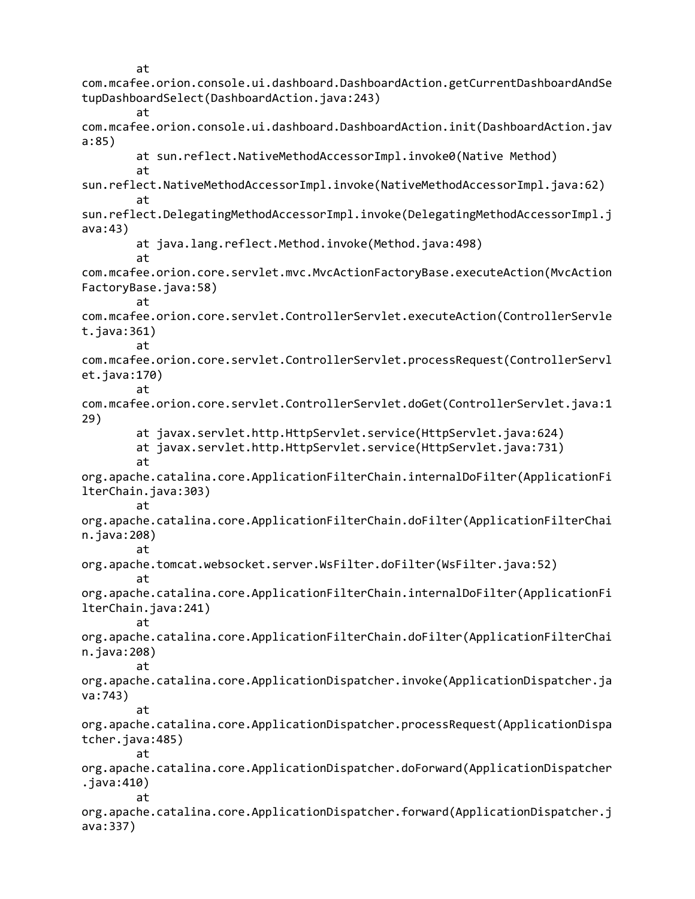```
        at
com.mcafee.orion.console.ui.dashboard.DashboardAction.getCurrentDashboardAndSe
tupDashboardSelect(DashboardAction.java:243)
        at
com.mcafee.orion.console.ui.dashboard.DashboardAction.init(DashboardAction.jav
a:85)
        at sun.reflect.NativeMethodAccessorImpl.invoke0(Native Method)
        at
sun.reflect.NativeMethodAccessorImpl.invoke(NativeMethodAccessorImpl.java:62)
        at
sun.reflect.DelegatingMethodAccessorImpl.invoke(DelegatingMethodAccessorImpl.j
ava:43)
        at java.lang.reflect.Method.invoke(Method.java:498)
        at
com.mcafee.orion.core.servlet.mvc.MvcActionFactoryBase.executeAction(MvcAction
FactoryBase.java:58)
        at
com.mcafee.orion.core.servlet.ControllerServlet.executeAction(ControllerServle
t.java:361)
        at
com.mcafee.orion.core.servlet.ControllerServlet.processRequest(ControllerServl
et.java:170)
        at
com.mcafee.orion.core.servlet.ControllerServlet.doGet(ControllerServlet.java:1
29)
        at javax.servlet.http.HttpServlet.service(HttpServlet.java:624)
        at javax.servlet.http.HttpServlet.service(HttpServlet.java:731)
        at
org.apache.catalina.core.ApplicationFilterChain.internalDoFilter(ApplicationFi
lterChain.java:303)
        at
org.apache.catalina.core.ApplicationFilterChain.doFilter(ApplicationFilterChai
n.java:208)
        at
org.apache.tomcat.websocket.server.WsFilter.doFilter(WsFilter.java:52)
        at
org.apache.catalina.core.ApplicationFilterChain.internalDoFilter(ApplicationFi
lterChain.java:241)
        at
org.apache.catalina.core.ApplicationFilterChain.doFilter(ApplicationFilterChai
n.java:208)
        at
org.apache.catalina.core.ApplicationDispatcher.invoke(ApplicationDispatcher.ja
va:743)
        at
org.apache.catalina.core.ApplicationDispatcher.processRequest(ApplicationDispa
tcher.java:485)
        at
org.apache.catalina.core.ApplicationDispatcher.doForward(ApplicationDispatcher
.java:410)
        at
org.apache.catalina.core.ApplicationDispatcher.forward(ApplicationDispatcher.j
ava:337)
```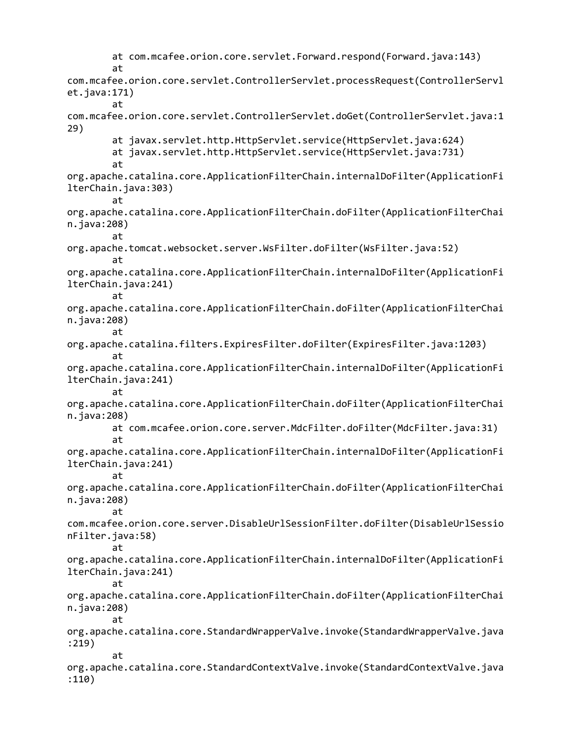```
        at com.mcafee.orion.core.servlet.Forward.respond(Forward.java:143)
        at
com.mcafee.orion.core.servlet.ControllerServlet.processRequest(ControllerServl
et.java:171)
        at
com.mcafee.orion.core.servlet.ControllerServlet.doGet(ControllerServlet.java:1
29)
        at javax.servlet.http.HttpServlet.service(HttpServlet.java:624)
        at javax.servlet.http.HttpServlet.service(HttpServlet.java:731)
        at
org.apache.catalina.core.ApplicationFilterChain.internalDoFilter(ApplicationFi
lterChain.java:303)
        at
org.apache.catalina.core.ApplicationFilterChain.doFilter(ApplicationFilterChai
n.java:208)
        at
org.apache.tomcat.websocket.server.WsFilter.doFilter(WsFilter.java:52)
        at
org.apache.catalina.core.ApplicationFilterChain.internalDoFilter(ApplicationFi
lterChain.java:241)
        at
org.apache.catalina.core.ApplicationFilterChain.doFilter(ApplicationFilterChai
n.java:208)
        at
org.apache.catalina.filters.ExpiresFilter.doFilter(ExpiresFilter.java:1203)
        at
org.apache.catalina.core.ApplicationFilterChain.internalDoFilter(ApplicationFi
lterChain.java:241)
        at
org.apache.catalina.core.ApplicationFilterChain.doFilter(ApplicationFilterChai
n.java:208)
        at com.mcafee.orion.core.server.MdcFilter.doFilter(MdcFilter.java:31)
        at
org.apache.catalina.core.ApplicationFilterChain.internalDoFilter(ApplicationFi
lterChain.java:241)
        at
org.apache.catalina.core.ApplicationFilterChain.doFilter(ApplicationFilterChai
n.java:208)
        at
com.mcafee.orion.core.server.DisableUrlSessionFilter.doFilter(DisableUrlSessio
nFilter.java:58)
        at
org.apache.catalina.core.ApplicationFilterChain.internalDoFilter(ApplicationFi
lterChain.java:241)
        at
org.apache.catalina.core.ApplicationFilterChain.doFilter(ApplicationFilterChai
n.java:208)
        at
org.apache.catalina.core.StandardWrapperValve.invoke(StandardWrapperValve.java
:219)
        at
org.apache.catalina.core.StandardContextValve.invoke(StandardContextValve.java
:110)
```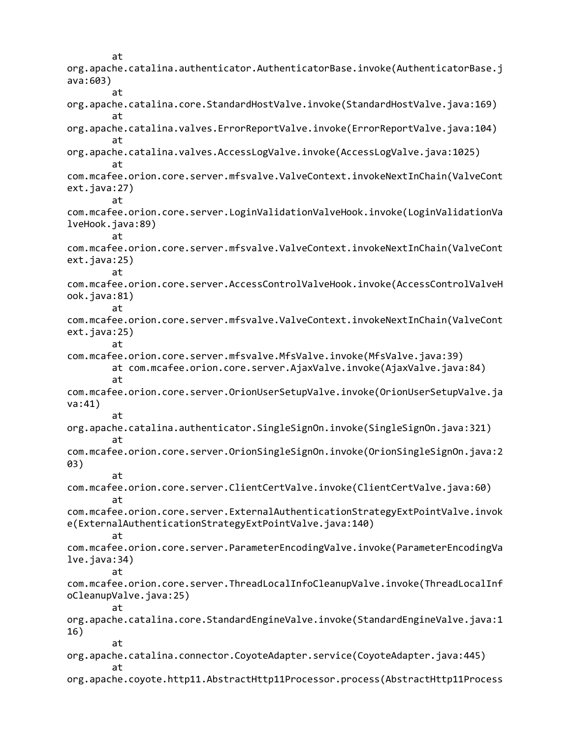```
        at
org.apache.catalina.authenticator.AuthenticatorBase.invoke(AuthenticatorBase.j
ava:603)
        at
org.apache.catalina.core.StandardHostValve.invoke(StandardHostValve.java:169)
        at
org.apache.catalina.valves.ErrorReportValve.invoke(ErrorReportValve.java:104)
        at
org.apache.catalina.valves.AccessLogValve.invoke(AccessLogValve.java:1025)
        at
com.mcafee.orion.core.server.mfsvalve.ValveContext.invokeNextInChain(ValveCont
ext.java:27)
        at
com.mcafee.orion.core.server.LoginValidationValveHook.invoke(LoginValidationVa
lveHook.java:89)
        at
com.mcafee.orion.core.server.mfsvalve.ValveContext.invokeNextInChain(ValveCont
ext.java:25)
        at
com.mcafee.orion.core.server.AccessControlValveHook.invoke(AccessControlValveH
ook.java:81)
        at
com.mcafee.orion.core.server.mfsvalve.ValveContext.invokeNextInChain(ValveCont
ext.java:25)
        at
com.mcafee.orion.core.server.mfsvalve.MfsValve.invoke(MfsValve.java:39)
        at com.mcafee.orion.core.server.AjaxValve.invoke(AjaxValve.java:84)
        at
com.mcafee.orion.core.server.OrionUserSetupValve.invoke(OrionUserSetupValve.ja
va:41)
        at
org.apache.catalina.authenticator.SingleSignOn.invoke(SingleSignOn.java:321)
        at
com.mcafee.orion.core.server.OrionSingleSignOn.invoke(OrionSingleSignOn.java:2
03)
        at
com.mcafee.orion.core.server.ClientCertValve.invoke(ClientCertValve.java:60)
        at
com.mcafee.orion.core.server.ExternalAuthenticationStrategyExtPointValve.invok
e(ExternalAuthenticationStrategyExtPointValve.java:140)
        at
com.mcafee.orion.core.server.ParameterEncodingValve.invoke(ParameterEncodingVa
lve.java:34)
        at
com.mcafee.orion.core.server.ThreadLocalInfoCleanupValve.invoke(ThreadLocalInf
oCleanupValve.java:25)
        at
org.apache.catalina.core.StandardEngineValve.invoke(StandardEngineValve.java:1
16)
        at
org.apache.catalina.connector.CoyoteAdapter.service(CoyoteAdapter.java:445)
        at
org.apache.coyote.http11.AbstractHttp11Processor.process(AbstractHttp11Process
```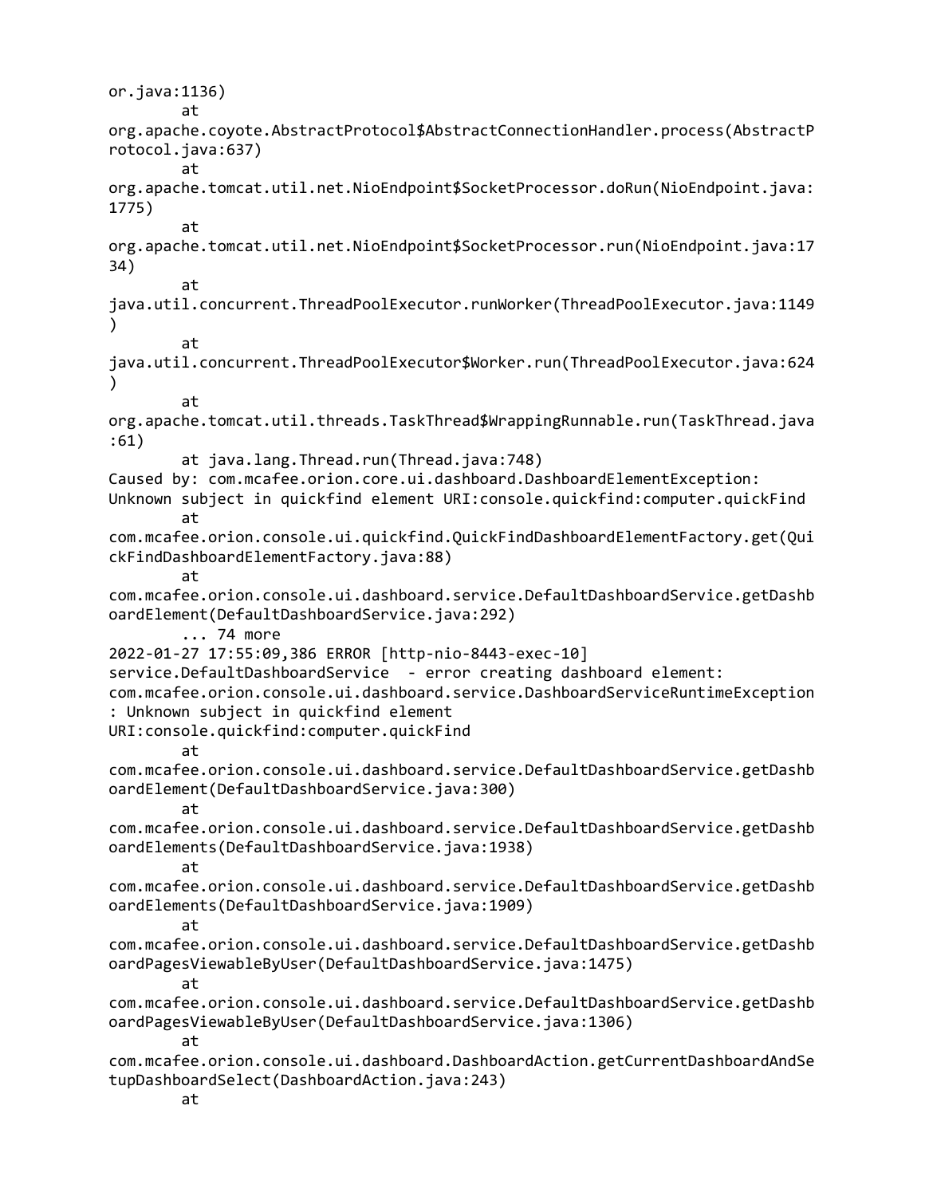```
or.java:1136)
        at
org.apache.coyote.AbstractProtocol$AbstractConnectionHandler.process(AbstractP
rotocol.java:637)
        at
org.apache.tomcat.util.net.NioEndpoint$SocketProcessor.doRun(NioEndpoint.java:
1775)
        at
org.apache.tomcat.util.net.NioEndpoint$SocketProcessor.run(NioEndpoint.java:17
34)
        at
java.util.concurrent.ThreadPoolExecutor.runWorker(ThreadPoolExecutor.java:1149
)
        at
java.util.concurrent.ThreadPoolExecutor$Worker.run(ThreadPoolExecutor.java:624
)
        at
org.apache.tomcat.util.threads.TaskThread$WrappingRunnable.run(TaskThread.java
:61)
        at java.lang.Thread.run(Thread.java:748)
Caused by: com.mcafee.orion.core.ui.dashboard.DashboardElementException:
Unknown subject in quickfind element URI:console.quickfind:computer.quickFind
        at
com.mcafee.orion.console.ui.quickfind.QuickFindDashboardElementFactory.get(Qui
ckFindDashboardElementFactory.java:88)
        at
com.mcafee.orion.console.ui.dashboard.service.DefaultDashboardService.getDashb
oardElement(DefaultDashboardService.java:292)
        ... 74 more
2022-01-27 17:55:09,386 ERROR [http-nio-8443-exec-10]
service.DefaultDashboardService  - error creating dashboard element:
com.mcafee.orion.console.ui.dashboard.service.DashboardServiceRuntimeException
: Unknown subject in quickfind element
URI:console.quickfind:computer.quickFind
        at
com.mcafee.orion.console.ui.dashboard.service.DefaultDashboardService.getDashb
oardElement(DefaultDashboardService.java:300)
        at
com.mcafee.orion.console.ui.dashboard.service.DefaultDashboardService.getDashb
oardElements(DefaultDashboardService.java:1938)
        at
com.mcafee.orion.console.ui.dashboard.service.DefaultDashboardService.getDashb
oardElements(DefaultDashboardService.java:1909)
        at
com.mcafee.orion.console.ui.dashboard.service.DefaultDashboardService.getDashb
oardPagesViewableByUser(DefaultDashboardService.java:1475)
        at
com.mcafee.orion.console.ui.dashboard.service.DefaultDashboardService.getDashb
oardPagesViewableByUser(DefaultDashboardService.java:1306)
        at
com.mcafee.orion.console.ui.dashboard.DashboardAction.getCurrentDashboardAndSe
tupDashboardSelect(DashboardAction.java:243)
        at
```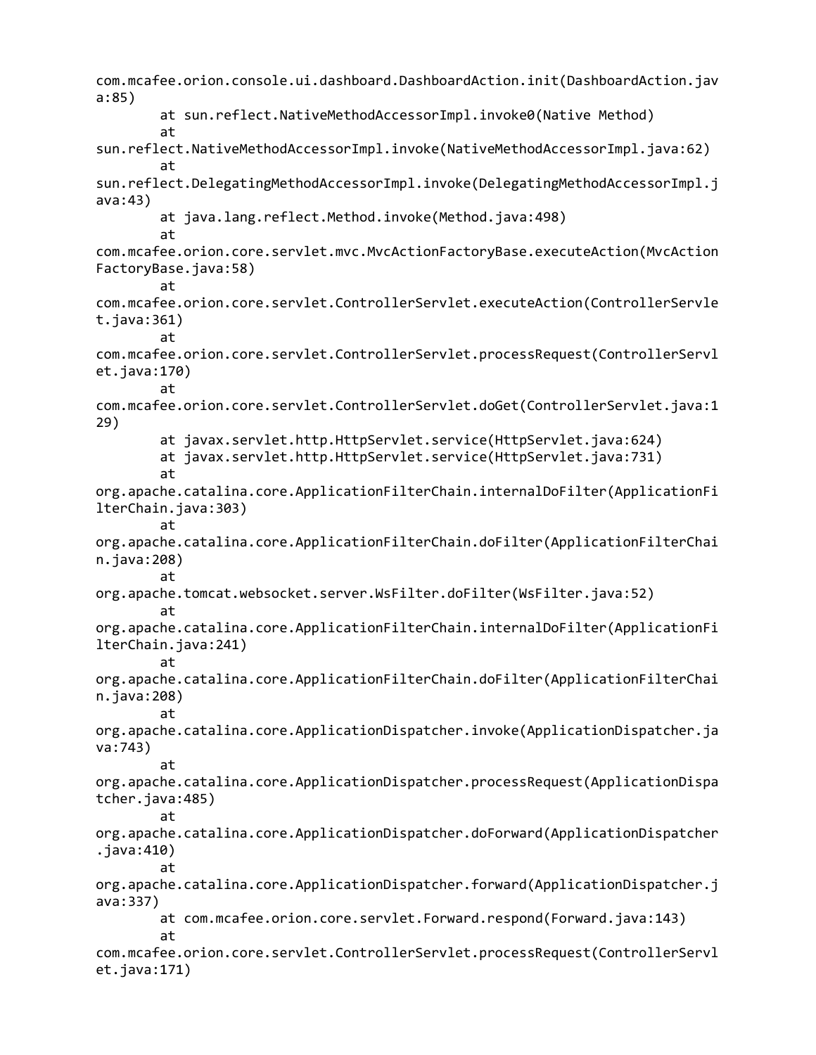```
com.mcafee.orion.console.ui.dashboard.DashboardAction.init(DashboardAction.jav
a:85)
        at sun.reflect.NativeMethodAccessorImpl.invoke0(Native Method)
        at
sun.reflect.NativeMethodAccessorImpl.invoke(NativeMethodAccessorImpl.java:62)
        at
sun.reflect.DelegatingMethodAccessorImpl.invoke(DelegatingMethodAccessorImpl.j
ava:43)
        at java.lang.reflect.Method.invoke(Method.java:498)
        at
com.mcafee.orion.core.servlet.mvc.MvcActionFactoryBase.executeAction(MvcAction
FactoryBase.java:58)
        at
com.mcafee.orion.core.servlet.ControllerServlet.executeAction(ControllerServle
t.java:361)
        at
com.mcafee.orion.core.servlet.ControllerServlet.processRequest(ControllerServl
et.java:170)
        at
com.mcafee.orion.core.servlet.ControllerServlet.doGet(ControllerServlet.java:1
29)
        at javax.servlet.http.HttpServlet.service(HttpServlet.java:624)
        at javax.servlet.http.HttpServlet.service(HttpServlet.java:731)
        at
org.apache.catalina.core.ApplicationFilterChain.internalDoFilter(ApplicationFi
lterChain.java:303)
        at
org.apache.catalina.core.ApplicationFilterChain.doFilter(ApplicationFilterChai
n.java:208)
        at
org.apache.tomcat.websocket.server.WsFilter.doFilter(WsFilter.java:52)
        at
org.apache.catalina.core.ApplicationFilterChain.internalDoFilter(ApplicationFi
lterChain.java:241)
        at
org.apache.catalina.core.ApplicationFilterChain.doFilter(ApplicationFilterChai
n.java:208)
        at
org.apache.catalina.core.ApplicationDispatcher.invoke(ApplicationDispatcher.ja
va:743)
        at
org.apache.catalina.core.ApplicationDispatcher.processRequest(ApplicationDispa
tcher.java:485)
        at
org.apache.catalina.core.ApplicationDispatcher.doForward(ApplicationDispatcher
.java:410)
        at
org.apache.catalina.core.ApplicationDispatcher.forward(ApplicationDispatcher.j
ava:337)
        at com.mcafee.orion.core.servlet.Forward.respond(Forward.java:143)
        at
com.mcafee.orion.core.servlet.ControllerServlet.processRequest(ControllerServl
et.java:171)
```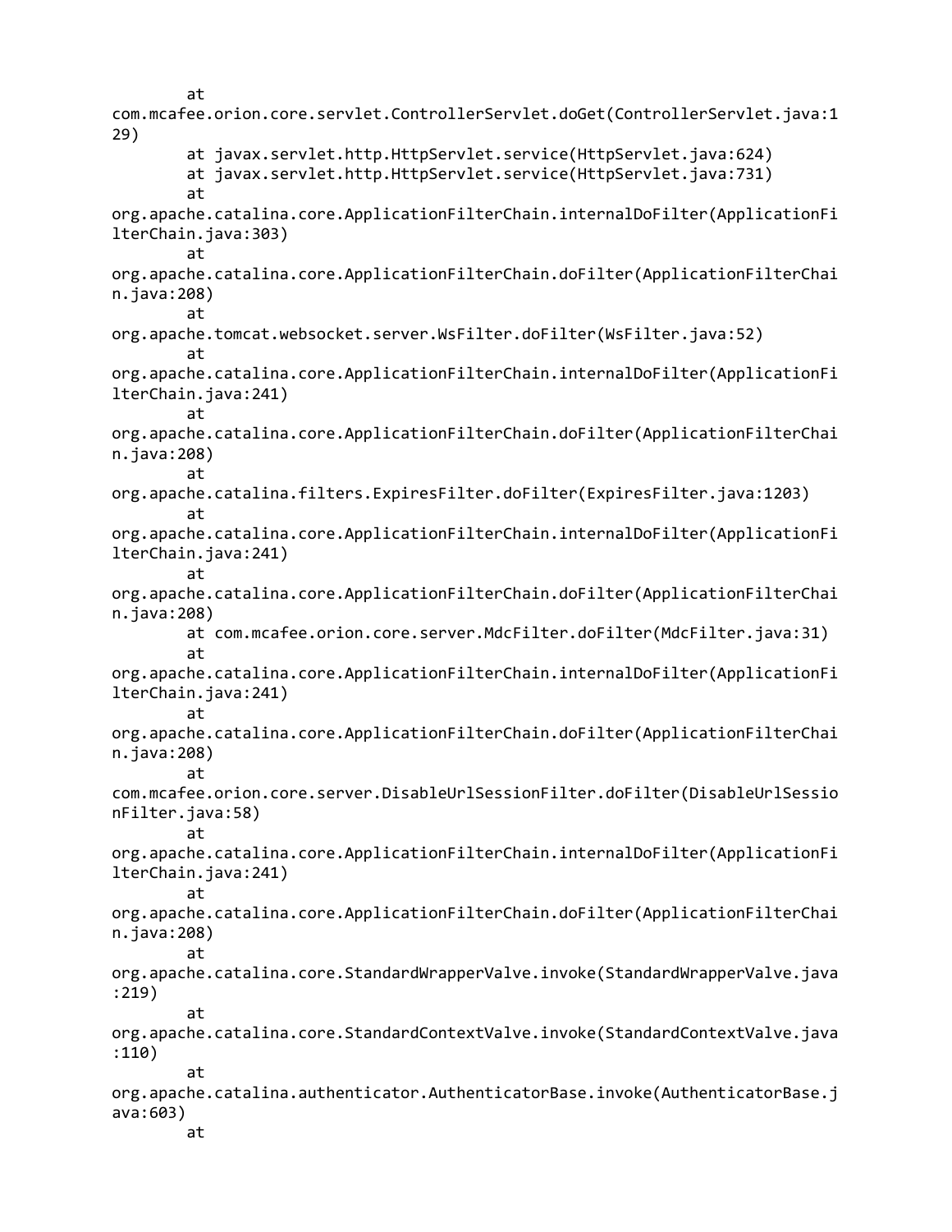```
        at
com.mcafee.orion.core.servlet.ControllerServlet.doGet(ControllerServlet.java:1
29)
        at javax.servlet.http.HttpServlet.service(HttpServlet.java:624)
        at javax.servlet.http.HttpServlet.service(HttpServlet.java:731)
        at
org.apache.catalina.core.ApplicationFilterChain.internalDoFilter(ApplicationFi
lterChain.java:303)
        at
org.apache.catalina.core.ApplicationFilterChain.doFilter(ApplicationFilterChai
n.java:208)
        at
org.apache.tomcat.websocket.server.WsFilter.doFilter(WsFilter.java:52)
        at
org.apache.catalina.core.ApplicationFilterChain.internalDoFilter(ApplicationFi
lterChain.java:241)
        at
org.apache.catalina.core.ApplicationFilterChain.doFilter(ApplicationFilterChai
n.java:208)
        at
org.apache.catalina.filters.ExpiresFilter.doFilter(ExpiresFilter.java:1203)
        at
org.apache.catalina.core.ApplicationFilterChain.internalDoFilter(ApplicationFi
lterChain.java:241)
        at
org.apache.catalina.core.ApplicationFilterChain.doFilter(ApplicationFilterChai
n.java:208)
        at com.mcafee.orion.core.server.MdcFilter.doFilter(MdcFilter.java:31)
        at
org.apache.catalina.core.ApplicationFilterChain.internalDoFilter(ApplicationFi
lterChain.java:241)
        at
org.apache.catalina.core.ApplicationFilterChain.doFilter(ApplicationFilterChai
n.java:208)
        at
com.mcafee.orion.core.server.DisableUrlSessionFilter.doFilter(DisableUrlSessio
nFilter.java:58)
        at
org.apache.catalina.core.ApplicationFilterChain.internalDoFilter(ApplicationFi
lterChain.java:241)
        at
org.apache.catalina.core.ApplicationFilterChain.doFilter(ApplicationFilterChai
n.java:208)
        at
org.apache.catalina.core.StandardWrapperValve.invoke(StandardWrapperValve.java
:219)
        at
org.apache.catalina.core.StandardContextValve.invoke(StandardContextValve.java
:110)
        at
org.apache.catalina.authenticator.AuthenticatorBase.invoke(AuthenticatorBase.j
ava:603)
        at
```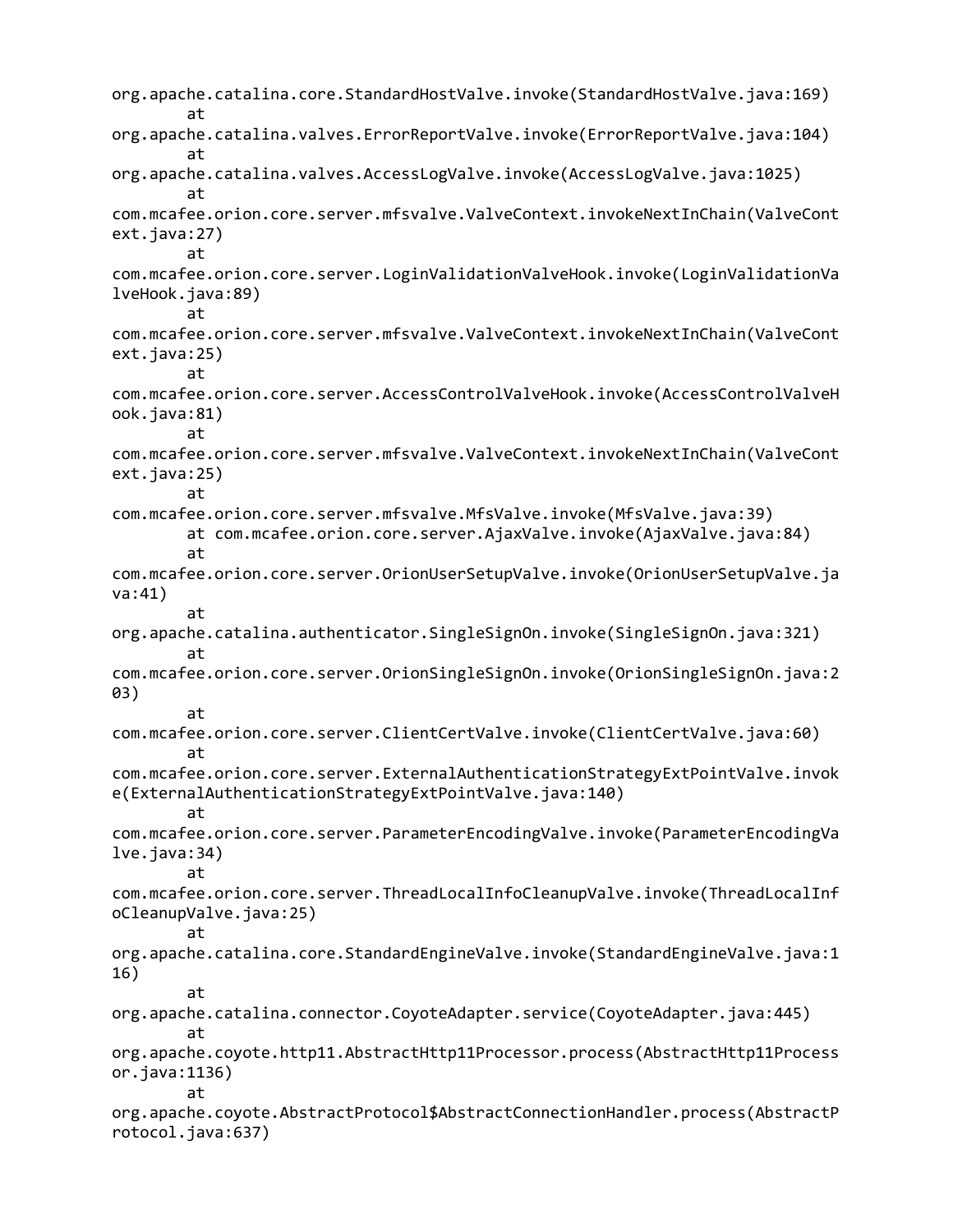```
org.apache.catalina.core.StandardHostValve.invoke(StandardHostValve.java:169)
        at
org.apache.catalina.valves.ErrorReportValve.invoke(ErrorReportValve.java:104)
        at
org.apache.catalina.valves.AccessLogValve.invoke(AccessLogValve.java:1025)
        at
com.mcafee.orion.core.server.mfsvalve.ValveContext.invokeNextInChain(ValveCont
ext.java:27)
        at
com.mcafee.orion.core.server.LoginValidationValveHook.invoke(LoginValidationVa
lveHook.java:89)
        at
com.mcafee.orion.core.server.mfsvalve.ValveContext.invokeNextInChain(ValveCont
ext.java:25)
        at
com.mcafee.orion.core.server.AccessControlValveHook.invoke(AccessControlValveH
ook.java:81)
        at
com.mcafee.orion.core.server.mfsvalve.ValveContext.invokeNextInChain(ValveCont
ext.java:25)
        at
com.mcafee.orion.core.server.mfsvalve.MfsValve.invoke(MfsValve.java:39)
        at com.mcafee.orion.core.server.AjaxValve.invoke(AjaxValve.java:84)
        at
com.mcafee.orion.core.server.OrionUserSetupValve.invoke(OrionUserSetupValve.ja
va:41)
        at
org.apache.catalina.authenticator.SingleSignOn.invoke(SingleSignOn.java:321)
        at
com.mcafee.orion.core.server.OrionSingleSignOn.invoke(OrionSingleSignOn.java:2
03)
        at
com.mcafee.orion.core.server.ClientCertValve.invoke(ClientCertValve.java:60)
        at
com.mcafee.orion.core.server.ExternalAuthenticationStrategyExtPointValve.invok
e(ExternalAuthenticationStrategyExtPointValve.java:140)
        at
com.mcafee.orion.core.server.ParameterEncodingValve.invoke(ParameterEncodingVa
lve.java:34)
        at
com.mcafee.orion.core.server.ThreadLocalInfoCleanupValve.invoke(ThreadLocalInf
oCleanupValve.java:25)
        at
org.apache.catalina.core.StandardEngineValve.invoke(StandardEngineValve.java:1
16)
        at
org.apache.catalina.connector.CoyoteAdapter.service(CoyoteAdapter.java:445)
        at
org.apache.coyote.http11.AbstractHttp11Processor.process(AbstractHttp11Process
or.java:1136)
        at
org.apache.coyote.AbstractProtocol$AbstractConnectionHandler.process(AbstractP
rotocol.java:637)
```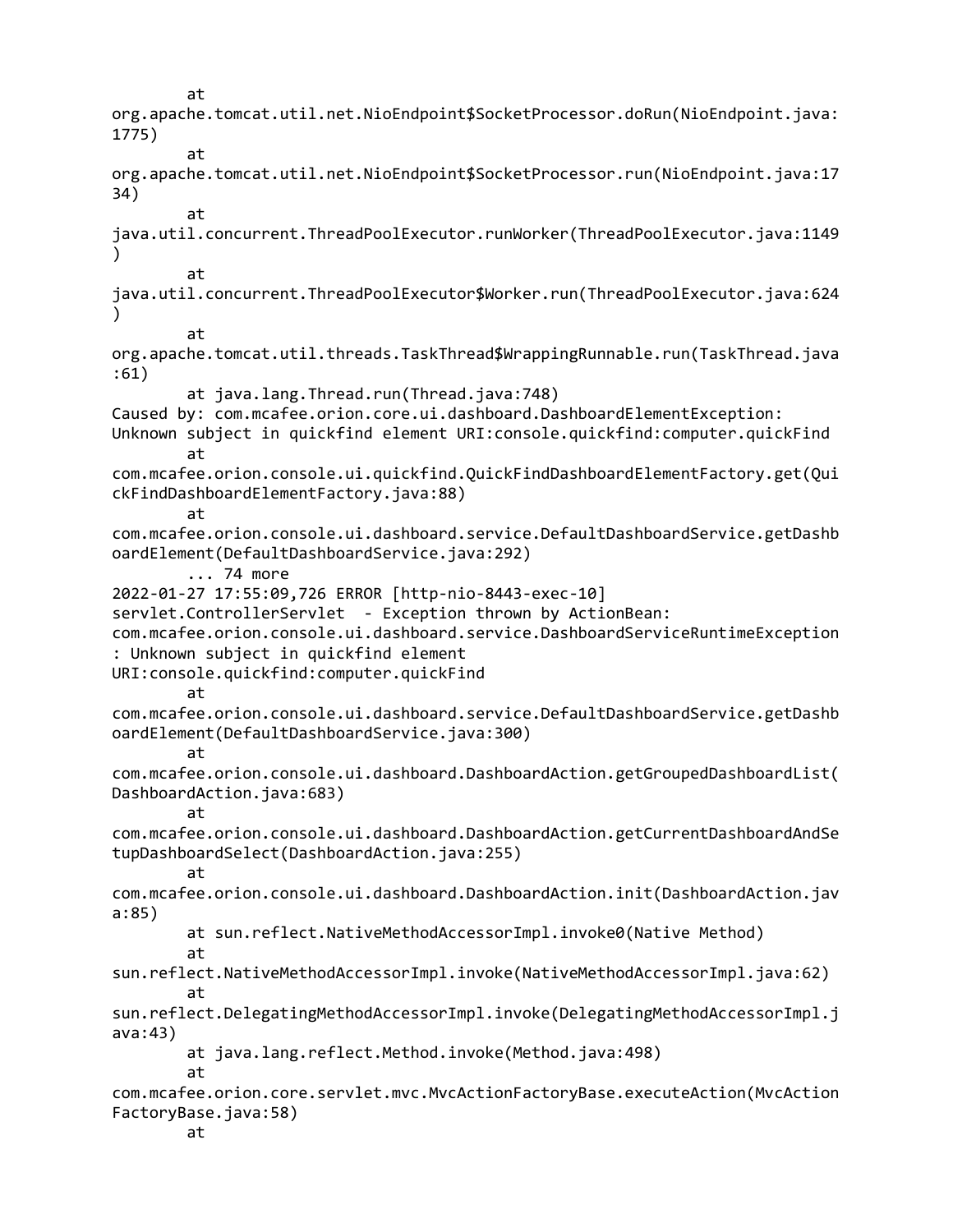```
        at
org.apache.tomcat.util.net.NioEndpoint$SocketProcessor.doRun(NioEndpoint.java:
1775)
        at
org.apache.tomcat.util.net.NioEndpoint$SocketProcessor.run(NioEndpoint.java:17
34)
        at
java.util.concurrent.ThreadPoolExecutor.runWorker(ThreadPoolExecutor.java:1149
)
        at
java.util.concurrent.ThreadPoolExecutor$Worker.run(ThreadPoolExecutor.java:624
)
        at
org.apache.tomcat.util.threads.TaskThread$WrappingRunnable.run(TaskThread.java
:61)
        at java.lang.Thread.run(Thread.java:748)
Caused by: com.mcafee.orion.core.ui.dashboard.DashboardElementException:
Unknown subject in quickfind element URI:console.quickfind:computer.quickFind
        at
com.mcafee.orion.console.ui.quickfind.QuickFindDashboardElementFactory.get(Qui
ckFindDashboardElementFactory.java:88)
        at
com.mcafee.orion.console.ui.dashboard.service.DefaultDashboardService.getDashb
oardElement(DefaultDashboardService.java:292)
        ... 74 more
2022-01-27 17:55:09,726 ERROR [http-nio-8443-exec-10]
servlet.ControllerServlet  - Exception thrown by ActionBean:
com.mcafee.orion.console.ui.dashboard.service.DashboardServiceRuntimeException
: Unknown subject in quickfind element
URI:console.quickfind:computer.quickFind
        at
com.mcafee.orion.console.ui.dashboard.service.DefaultDashboardService.getDashb
oardElement(DefaultDashboardService.java:300)
        at
com.mcafee.orion.console.ui.dashboard.DashboardAction.getGroupedDashboardList(
DashboardAction.java:683)
        at
com.mcafee.orion.console.ui.dashboard.DashboardAction.getCurrentDashboardAndSe
tupDashboardSelect(DashboardAction.java:255)
        at
com.mcafee.orion.console.ui.dashboard.DashboardAction.init(DashboardAction.jav
a:85)
        at sun.reflect.NativeMethodAccessorImpl.invoke0(Native Method)
        at
sun.reflect.NativeMethodAccessorImpl.invoke(NativeMethodAccessorImpl.java:62)
        at
sun.reflect.DelegatingMethodAccessorImpl.invoke(DelegatingMethodAccessorImpl.j
ava:43)
        at java.lang.reflect.Method.invoke(Method.java:498)
        at
com.mcafee.orion.core.servlet.mvc.MvcActionFactoryBase.executeAction(MvcAction
FactoryBase.java:58)
        at
```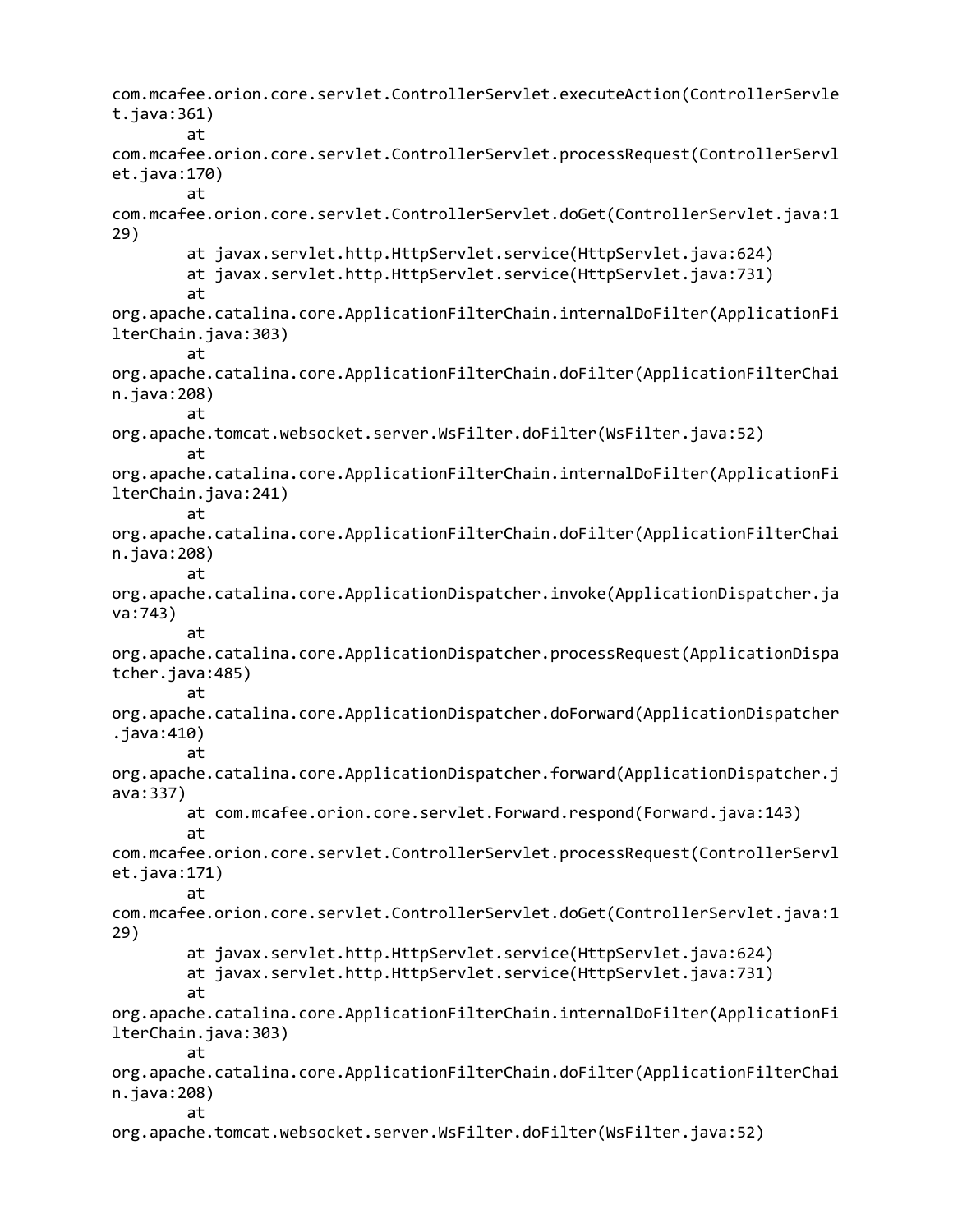```
com.mcafee.orion.core.servlet.ControllerServlet.executeAction(ControllerServle
t.java:361)
        at
com.mcafee.orion.core.servlet.ControllerServlet.processRequest(ControllerServl
et.java:170)
        at
com.mcafee.orion.core.servlet.ControllerServlet.doGet(ControllerServlet.java:1
29)
        at javax.servlet.http.HttpServlet.service(HttpServlet.java:624)
        at javax.servlet.http.HttpServlet.service(HttpServlet.java:731)
        at
org.apache.catalina.core.ApplicationFilterChain.internalDoFilter(ApplicationFi
lterChain.java:303)
        at
org.apache.catalina.core.ApplicationFilterChain.doFilter(ApplicationFilterChai
n.java:208)
        at
org.apache.tomcat.websocket.server.WsFilter.doFilter(WsFilter.java:52)
        at
org.apache.catalina.core.ApplicationFilterChain.internalDoFilter(ApplicationFi
lterChain.java:241)
        at
org.apache.catalina.core.ApplicationFilterChain.doFilter(ApplicationFilterChai
n.java:208)
        at
org.apache.catalina.core.ApplicationDispatcher.invoke(ApplicationDispatcher.ja
va:743)
        at
org.apache.catalina.core.ApplicationDispatcher.processRequest(ApplicationDispa
tcher.java:485)
        at
org.apache.catalina.core.ApplicationDispatcher.doForward(ApplicationDispatcher
.java:410)
        at
org.apache.catalina.core.ApplicationDispatcher.forward(ApplicationDispatcher.j
ava:337)
        at com.mcafee.orion.core.servlet.Forward.respond(Forward.java:143)
        at
com.mcafee.orion.core.servlet.ControllerServlet.processRequest(ControllerServl
et.java:171)
        at
com.mcafee.orion.core.servlet.ControllerServlet.doGet(ControllerServlet.java:1
29)
        at javax.servlet.http.HttpServlet.service(HttpServlet.java:624)
        at javax.servlet.http.HttpServlet.service(HttpServlet.java:731)
        at
org.apache.catalina.core.ApplicationFilterChain.internalDoFilter(ApplicationFi
lterChain.java:303)
        at
org.apache.catalina.core.ApplicationFilterChain.doFilter(ApplicationFilterChai
n.java:208)
        at
org.apache.tomcat.websocket.server.WsFilter.doFilter(WsFilter.java:52)
```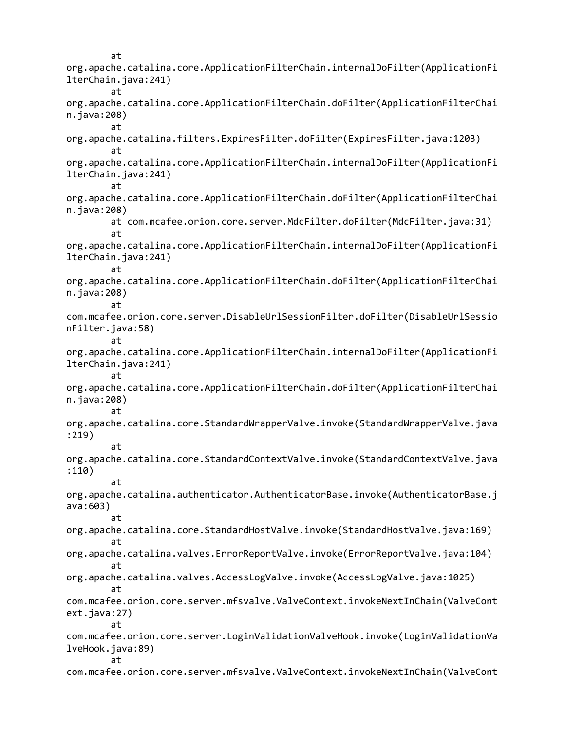```
        at
org.apache.catalina.core.ApplicationFilterChain.internalDoFilter(ApplicationFi
lterChain.java:241)
        at
org.apache.catalina.core.ApplicationFilterChain.doFilter(ApplicationFilterChai
n.java:208)
        at
org.apache.catalina.filters.ExpiresFilter.doFilter(ExpiresFilter.java:1203)
        at
org.apache.catalina.core.ApplicationFilterChain.internalDoFilter(ApplicationFi
lterChain.java:241)
        at
org.apache.catalina.core.ApplicationFilterChain.doFilter(ApplicationFilterChai
n.java:208)
        at com.mcafee.orion.core.server.MdcFilter.doFilter(MdcFilter.java:31)
        at
org.apache.catalina.core.ApplicationFilterChain.internalDoFilter(ApplicationFi
lterChain.java:241)
        at
org.apache.catalina.core.ApplicationFilterChain.doFilter(ApplicationFilterChai
n.java:208)
        at
com.mcafee.orion.core.server.DisableUrlSessionFilter.doFilter(DisableUrlSessio
nFilter.java:58)
        at
org.apache.catalina.core.ApplicationFilterChain.internalDoFilter(ApplicationFi
lterChain.java:241)
        at
org.apache.catalina.core.ApplicationFilterChain.doFilter(ApplicationFilterChai
n.java:208)
        at
org.apache.catalina.core.StandardWrapperValve.invoke(StandardWrapperValve.java
:219)
        at
org.apache.catalina.core.StandardContextValve.invoke(StandardContextValve.java
:110)
        at
org.apache.catalina.authenticator.AuthenticatorBase.invoke(AuthenticatorBase.j
ava:603)
        at
org.apache.catalina.core.StandardHostValve.invoke(StandardHostValve.java:169)
        at
org.apache.catalina.valves.ErrorReportValve.invoke(ErrorReportValve.java:104)
        at
org.apache.catalina.valves.AccessLogValve.invoke(AccessLogValve.java:1025)
        at
com.mcafee.orion.core.server.mfsvalve.ValveContext.invokeNextInChain(ValveCont
ext.java:27)
        at
com.mcafee.orion.core.server.LoginValidationValveHook.invoke(LoginValidationVa
lveHook.java:89)
        at
com.mcafee.orion.core.server.mfsvalve.ValveContext.invokeNextInChain(ValveCont
```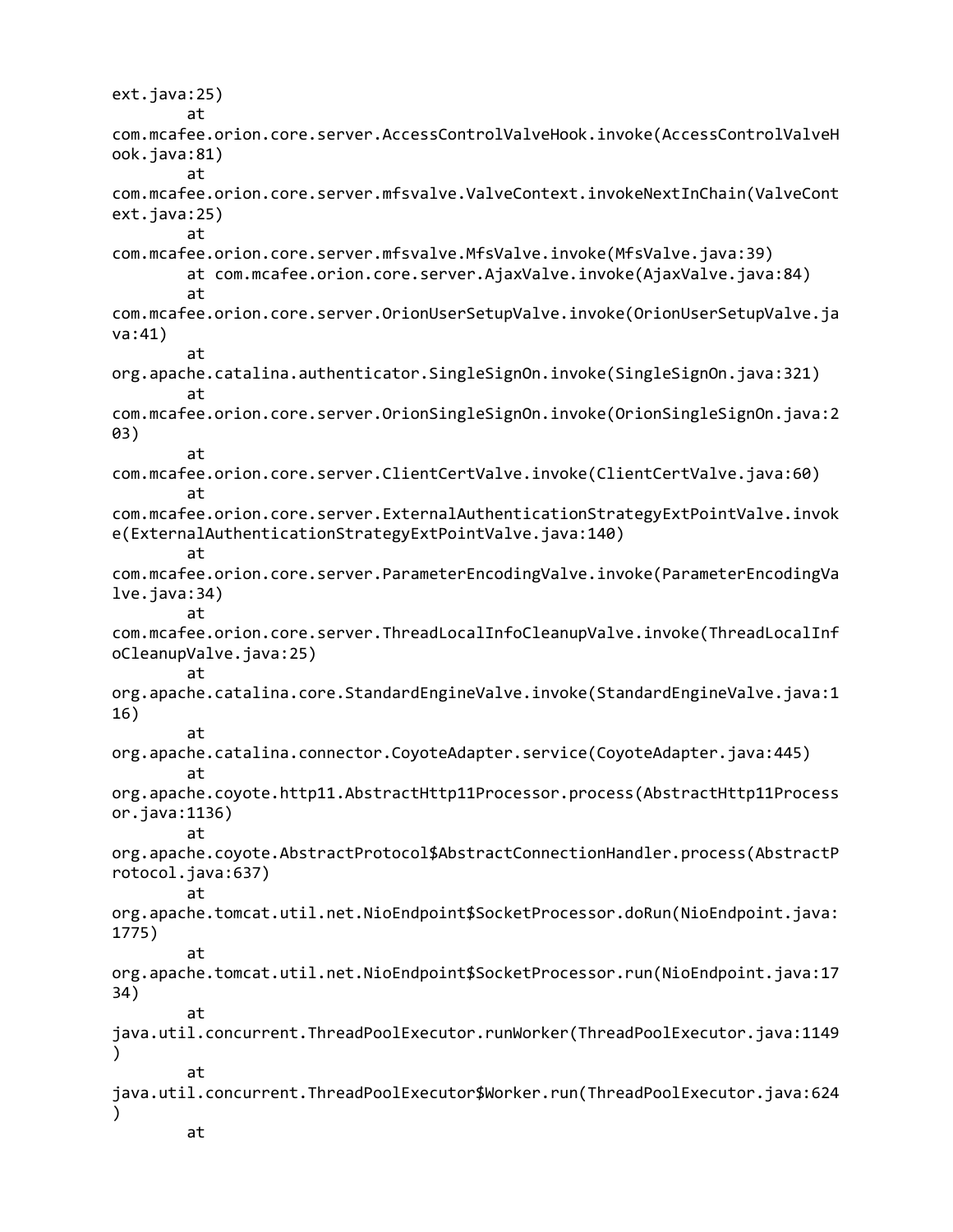```
ext.java:25)
        at
com.mcafee.orion.core.server.AccessControlValveHook.invoke(AccessControlValveH
ook.java:81)
        at
com.mcafee.orion.core.server.mfsvalve.ValveContext.invokeNextInChain(ValveCont
ext.java:25)
        at
com.mcafee.orion.core.server.mfsvalve.MfsValve.invoke(MfsValve.java:39)
        at com.mcafee.orion.core.server.AjaxValve.invoke(AjaxValve.java:84)
        at
com.mcafee.orion.core.server.OrionUserSetupValve.invoke(OrionUserSetupValve.ja
va:41)
        at
org.apache.catalina.authenticator.SingleSignOn.invoke(SingleSignOn.java:321)
        at
com.mcafee.orion.core.server.OrionSingleSignOn.invoke(OrionSingleSignOn.java:2
03)
        at
com.mcafee.orion.core.server.ClientCertValve.invoke(ClientCertValve.java:60)
        at
com.mcafee.orion.core.server.ExternalAuthenticationStrategyExtPointValve.invok
e(ExternalAuthenticationStrategyExtPointValve.java:140)
        at
com.mcafee.orion.core.server.ParameterEncodingValve.invoke(ParameterEncodingVa
lve.java:34)
        at
com.mcafee.orion.core.server.ThreadLocalInfoCleanupValve.invoke(ThreadLocalInf
oCleanupValve.java:25)
        at
org.apache.catalina.core.StandardEngineValve.invoke(StandardEngineValve.java:1
16)
        at
org.apache.catalina.connector.CoyoteAdapter.service(CoyoteAdapter.java:445)
        at
org.apache.coyote.http11.AbstractHttp11Processor.process(AbstractHttp11Process
or.java:1136)
        at
org.apache.coyote.AbstractProtocol$AbstractConnectionHandler.process(AbstractP
rotocol.java:637)
        at
org.apache.tomcat.util.net.NioEndpoint$SocketProcessor.doRun(NioEndpoint.java:
1775)
        at
org.apache.tomcat.util.net.NioEndpoint$SocketProcessor.run(NioEndpoint.java:17
34)
        at
java.util.concurrent.ThreadPoolExecutor.runWorker(ThreadPoolExecutor.java:1149
)
        at
java.util.concurrent.ThreadPoolExecutor$Worker.run(ThreadPoolExecutor.java:624
)
        at
```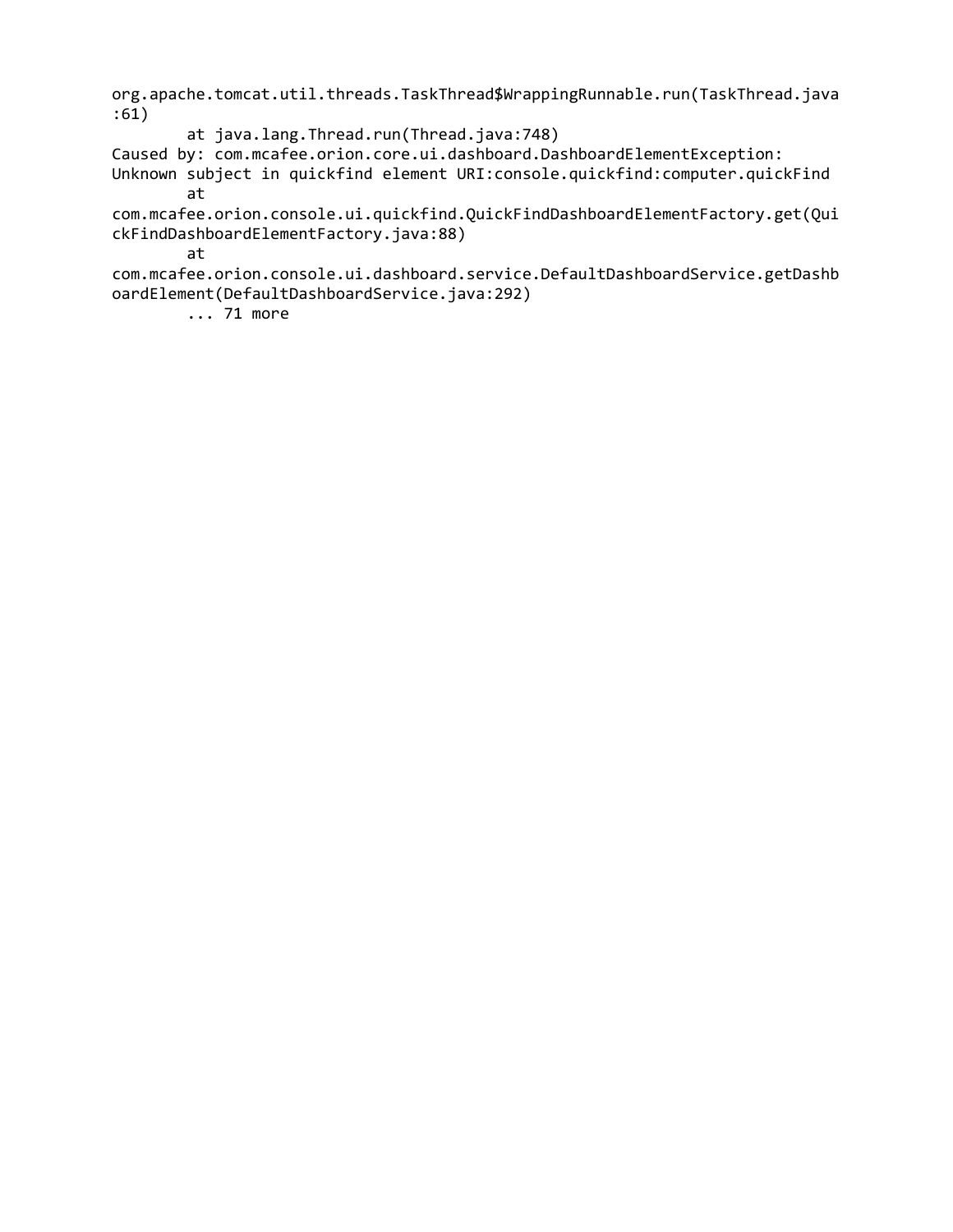```
org.apache.tomcat.util.threads.TaskThread$WrappingRunnable.run(TaskThread.java
:61)
        at java.lang.Thread.run(Thread.java:748)
Caused by: com.mcafee.orion.core.ui.dashboard.DashboardElementException:
Unknown subject in quickfind element URI:console.quickfind:computer.quickFind
        at
com.mcafee.orion.console.ui.quickfind.QuickFindDashboardElementFactory.get(Qui
ckFindDashboardElementFactory.java:88)
        at
com.mcafee.orion.console.ui.dashboard.service.DefaultDashboardService.getDashb
oardElement(DefaultDashboardService.java:292)
        ... 71 more
```